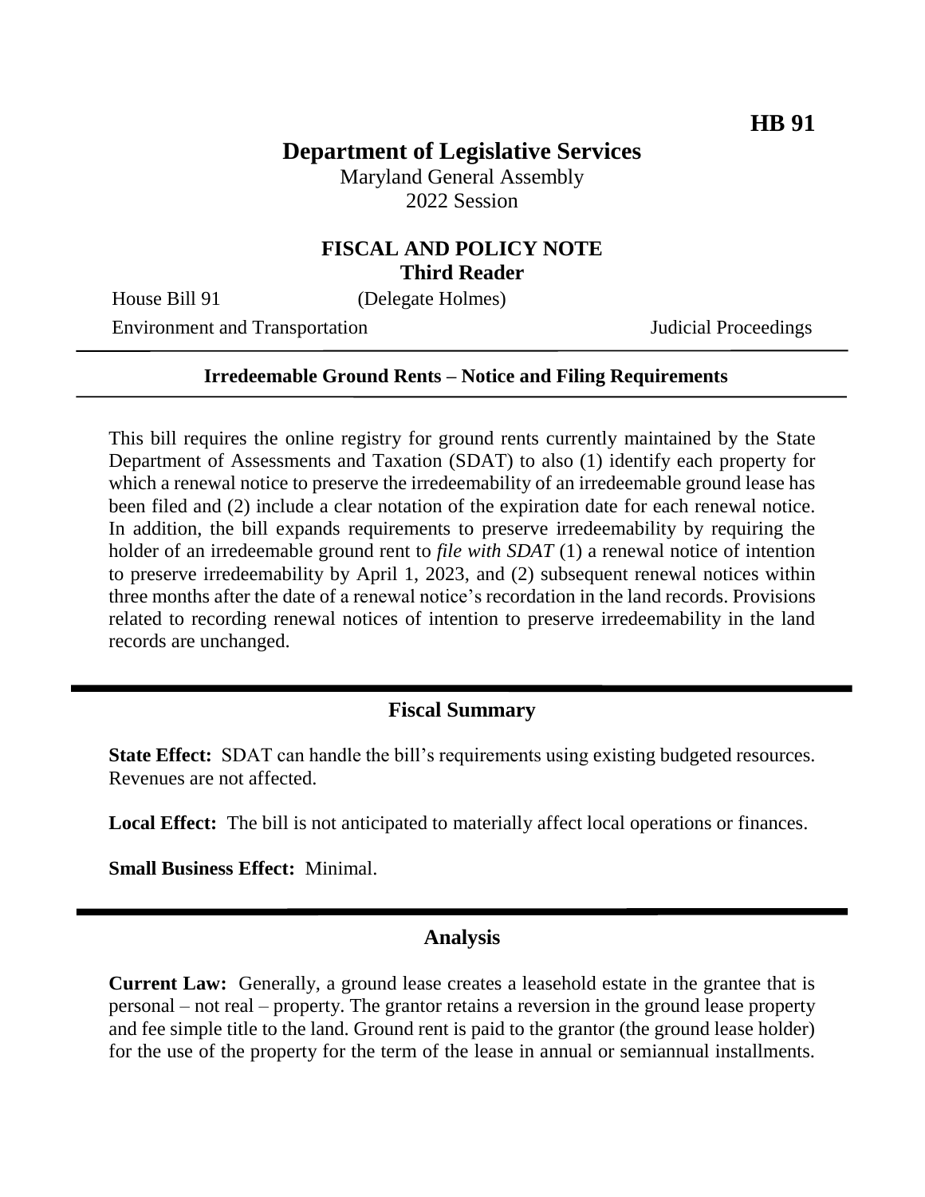**HB 91**

# Department of Legislative Services

Maryland General Assembly
2022 Session

## FISCAL AND POLICY NOTE
**Third Reader**

House Bill 91 (Delegate Holmes)

Environment and Transportation Judicial Proceedings

---

**Irredeemable Ground Rents – Notice and Filing Requirements**

---

This bill requires the online registry for ground rents currently maintained by the State Department of Assessments and Taxation (SDAT) to also (1) identify each property for which a renewal notice to preserve the irredeemability of an irredeemable ground lease has been filed and (2) include a clear notation of the expiration date for each renewal notice. In addition, the bill expands requirements to preserve irredeemability by requiring the holder of an irredeemable ground rent to *file with SDAT* (1) a renewal notice of intention to preserve irredeemability by April 1, 2023, and (2) subsequent renewal notices within three months after the date of a renewal notice's recordation in the land records. Provisions related to recording renewal notices of intention to preserve irredeemability in the land records are unchanged.

---

## Fiscal Summary

**State Effect:** SDAT can handle the bill's requirements using existing budgeted resources. Revenues are not affected.

**Local Effect:** The bill is not anticipated to materially affect local operations or finances.

**Small Business Effect:** Minimal.

---

## Analysis

**Current Law:** Generally, a ground lease creates a leasehold estate in the grantee that is personal – not real – property. The grantor retains a reversion in the ground lease property and fee simple title to the land. Ground rent is paid to the grantor (the ground lease holder) for the use of the property for the term of the lease in annual or semiannual installments.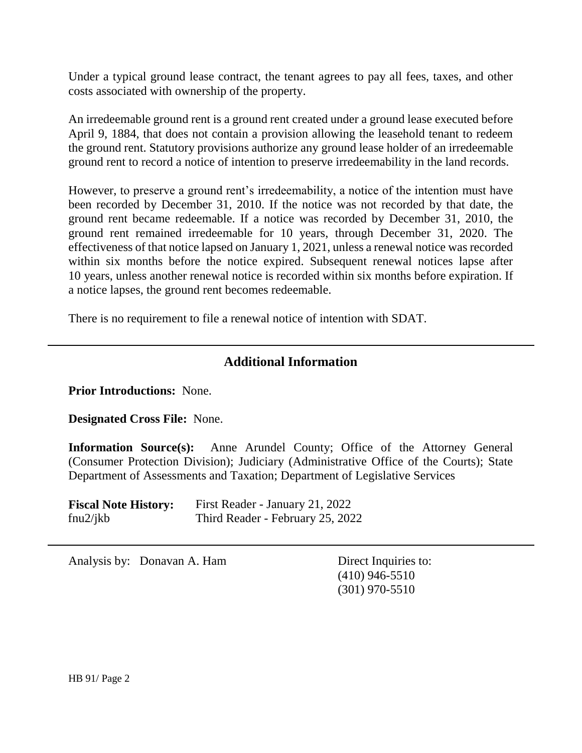Under a typical ground lease contract, the tenant agrees to pay all fees, taxes, and other costs associated with ownership of the property.

An irredeemable ground rent is a ground rent created under a ground lease executed before April 9, 1884, that does not contain a provision allowing the leasehold tenant to redeem the ground rent. Statutory provisions authorize any ground lease holder of an irredeemable ground rent to record a notice of intention to preserve irredeemability in the land records.

However, to preserve a ground rent's irredeemability, a notice of the intention must have been recorded by December 31, 2010. If the notice was not recorded by that date, the ground rent became redeemable. If a notice was recorded by December 31, 2010, the ground rent remained irredeemable for 10 years, through December 31, 2020. The effectiveness of that notice lapsed on January 1, 2021, unless a renewal notice was recorded within six months before the notice expired. Subsequent renewal notices lapse after 10 years, unless another renewal notice is recorded within six months before expiration. If a notice lapses, the ground rent becomes redeemable.

There is no requirement to file a renewal notice of intention with SDAT.

## Additional Information

**Prior Introductions:** None.

**Designated Cross File:** None.

**Information Source(s):** Anne Arundel County; Office of the Attorney General (Consumer Protection Division); Judiciary (Administrative Office of the Courts); State Department of Assessments and Taxation; Department of Legislative Services

**Fiscal Note History:** First Reader - January 21, 2022
fnu2/jkb Third Reader - February 25, 2022

Analysis by: Donavan A. Ham

Direct Inquiries to:
(410) 946-5510
(301) 970-5510